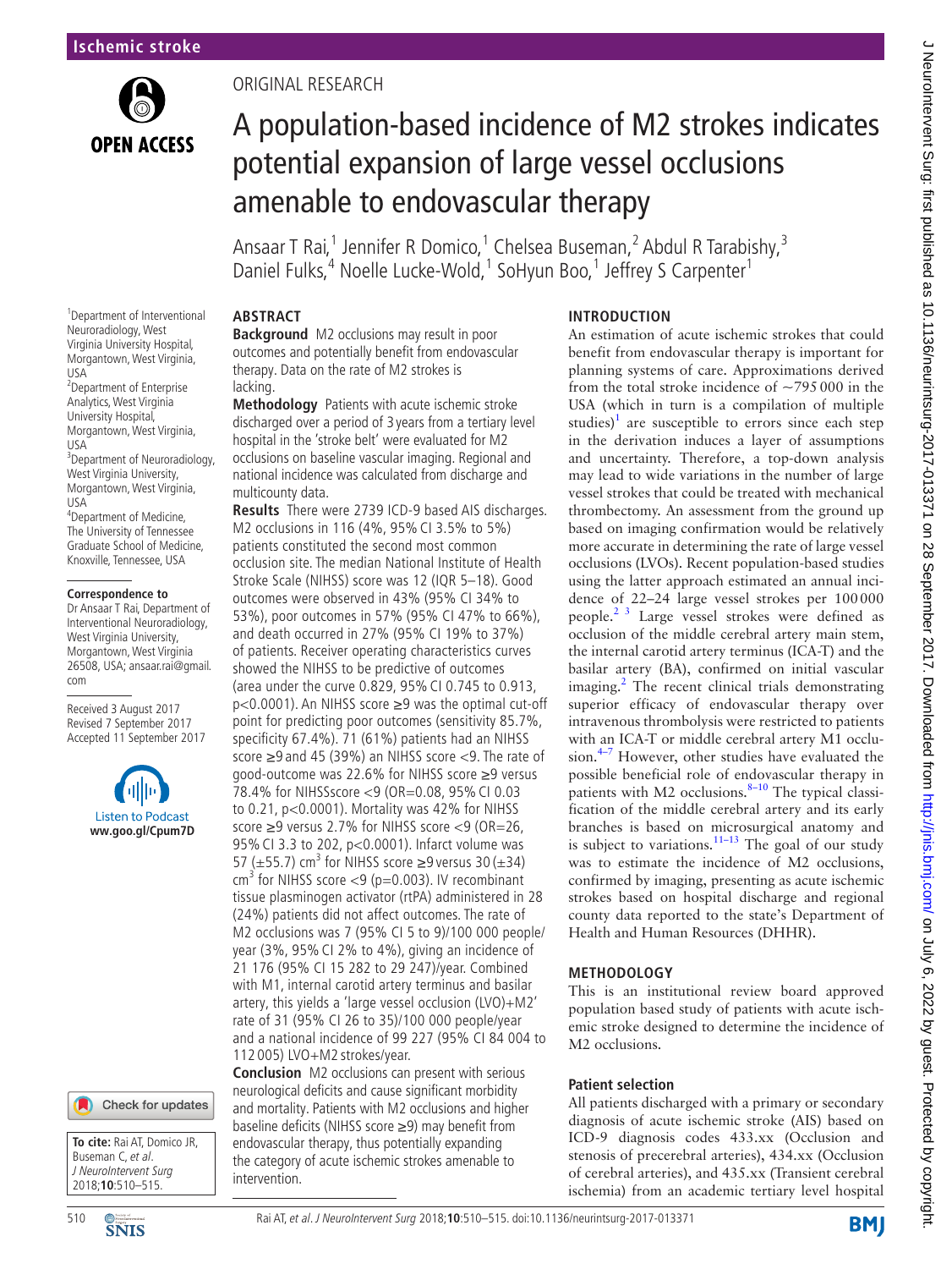ORIGINAL RESEARCH

# A population-based incidence of M2 strokes indicates potential expansion of large vessel occlusions amenable to endovascular therapy

Ansaar T Rai,[1] Jennifer R Domico,[1] Chelsea Buseman,[2] Abdul R Tarabishy,[3] Daniel Fulks,[4] Noelle Lucke-Wold,[1] SoHyun Boo,[1] Jeffrey S Carpenter[1]

[1]Department of Interventional Neuroradiology, West Virginia University Hospital, Morgantown, West Virginia, USA
[2]Department of Enterprise Analytics, West Virginia University Hospital, Morgantown, West Virginia, USA
[3]Department of Neuroradiology, West Virginia University, Morgantown, West Virginia, USA
[4]Department of Medicine, The University of Tennessee Graduate School of Medicine, Knoxville, Tennessee, USA

**Correspondence to**
Dr Ansaar T Rai, Department of Interventional Neuroradiology, West Virginia University, Morgantown, West Virginia 26508, USA; ansaar.rai@gmail.com

Received 3 August 2017
Revised 7 September 2017
Accepted 11 September 2017

Listen to Podcast
ww.goo.gl/Cpum7D

**To cite:** Rai AT, Domico JR, Buseman C, *et al*. *J NeuroIntervent Surg* 2018;**10**:510–515.

## ABSTRACT

**Background** M2 occlusions may result in poor outcomes and potentially benefit from endovascular therapy. Data on the rate of M2 strokes is lacking.

**Methodology** Patients with acute ischemic stroke discharged over a period of 3 years from a tertiary level hospital in the 'stroke belt' were evaluated for M2 occlusions on baseline vascular imaging. Regional and national incidence was calculated from discharge and multicounty data.

**Results** There were 2739 ICD-9 based AIS discharges. M2 occlusions in 116 (4%, 95% CI 3.5% to 5%) patients constituted the second most common occlusion site. The median National Institute of Health Stroke Scale (NIHSS) score was 12 (IQR 5–18). Good outcomes were observed in 43% (95% CI 34% to 53%), poor outcomes in 57% (95% CI 47% to 66%), and death occurred in 27% (95% CI 19% to 37%) of patients. Receiver operating characteristics curves showed the NIHSS to be predictive of outcomes (area under the curve 0.829, 95% CI 0.745 to 0.913, p<0.0001). An NIHSS score ≥9 was the optimal cut-off point for predicting poor outcomes (sensitivity 85.7%, specificity 67.4%). 71 (61%) patients had an NIHSS score ≥9 and 45 (39%) an NIHSS score <9. The rate of good-outcome was 22.6% for NIHSS score ≥9 versus 78.4% for NIHSSscore <9 (OR=0.08, 95% CI 0.03 to 0.21, p<0.0001). Mortality was 42% for NIHSS score ≥9 versus 2.7% for NIHSS score <9 (OR=26, 95% CI 3.3 to 202, p<0.0001). Infarct volume was 57 (±55.7) cm$^3$ for NIHSS score ≥9 versus 30 (±34) cm$^3$ for NIHSS score <9 (p=0.003). IV recombinant tissue plasminogen activator (rtPA) administered in 28 (24%) patients did not affect outcomes. The rate of M2 occlusions was 7 (95% CI 5 to 9)/100 000 people/year (3%, 95% CI 2% to 4%), giving an incidence of 21 176 (95% CI 15 282 to 29 247)/year. Combined with M1, internal carotid artery terminus and basilar artery, this yields a 'large vessel occlusion (LVO)+M2' rate of 31 (95% CI 26 to 35)/100 000 people/year and a national incidence of 99 227 (95% CI 84 004 to 112 005) LVO+M2 strokes/year.

**Conclusion** M2 occlusions can present with serious neurological deficits and cause significant morbidity and mortality. Patients with M2 occlusions and higher baseline deficits (NIHSS score ≥9) may benefit from endovascular therapy, thus potentially expanding the category of acute ischemic strokes amenable to intervention.

## INTRODUCTION

An estimation of acute ischemic strokes that could benefit from endovascular therapy is important for planning systems of care. Approximations derived from the total stroke incidence of ~795 000 in the USA (which in turn is a compilation of multiple studies)[1] are susceptible to errors since each step in the derivation induces a layer of assumptions and uncertainty. Therefore, a top-down analysis may lead to wide variations in the number of large vessel strokes that could be treated with mechanical thrombectomy. An assessment from the ground up based on imaging confirmation would be relatively more accurate in determining the rate of large vessel occlusions (LVOs). Recent population-based studies using the latter approach estimated an annual incidence of 22–24 large vessel strokes per 100 000 people.[2,3] Large vessel strokes were defined as occlusion of the middle cerebral artery main stem, the internal carotid artery terminus (ICA-T) and the basilar artery (BA), confirmed on initial vascular imaging.[2] The recent clinical trials demonstrating superior efficacy of endovascular therapy over intravenous thrombolysis were restricted to patients with an ICA-T or middle cerebral artery M1 occlusion.[4–7] However, other studies have evaluated the possible beneficial role of endovascular therapy in patients with M2 occlusions.[8–10] The typical classification of the middle cerebral artery and its early branches is based on microsurgical anatomy and is subject to variations.[11–13] The goal of our study was to estimate the incidence of M2 occlusions, confirmed by imaging, presenting as acute ischemic strokes based on hospital discharge and regional county data reported to the state's Department of Health and Human Resources (DHHR).

## METHODOLOGY

This is an institutional review board approved population based study of patients with acute ischemic stroke designed to determine the incidence of M2 occlusions.

### Patient selection

All patients discharged with a primary or secondary diagnosis of acute ischemic stroke (AIS) based on ICD-9 diagnosis codes 433.xx (Occlusion and stenosis of precerebral arteries), 434.xx (Occlusion of cerebral arteries), and 435.xx (Transient cerebral ischemia) from an academic tertiary level hospital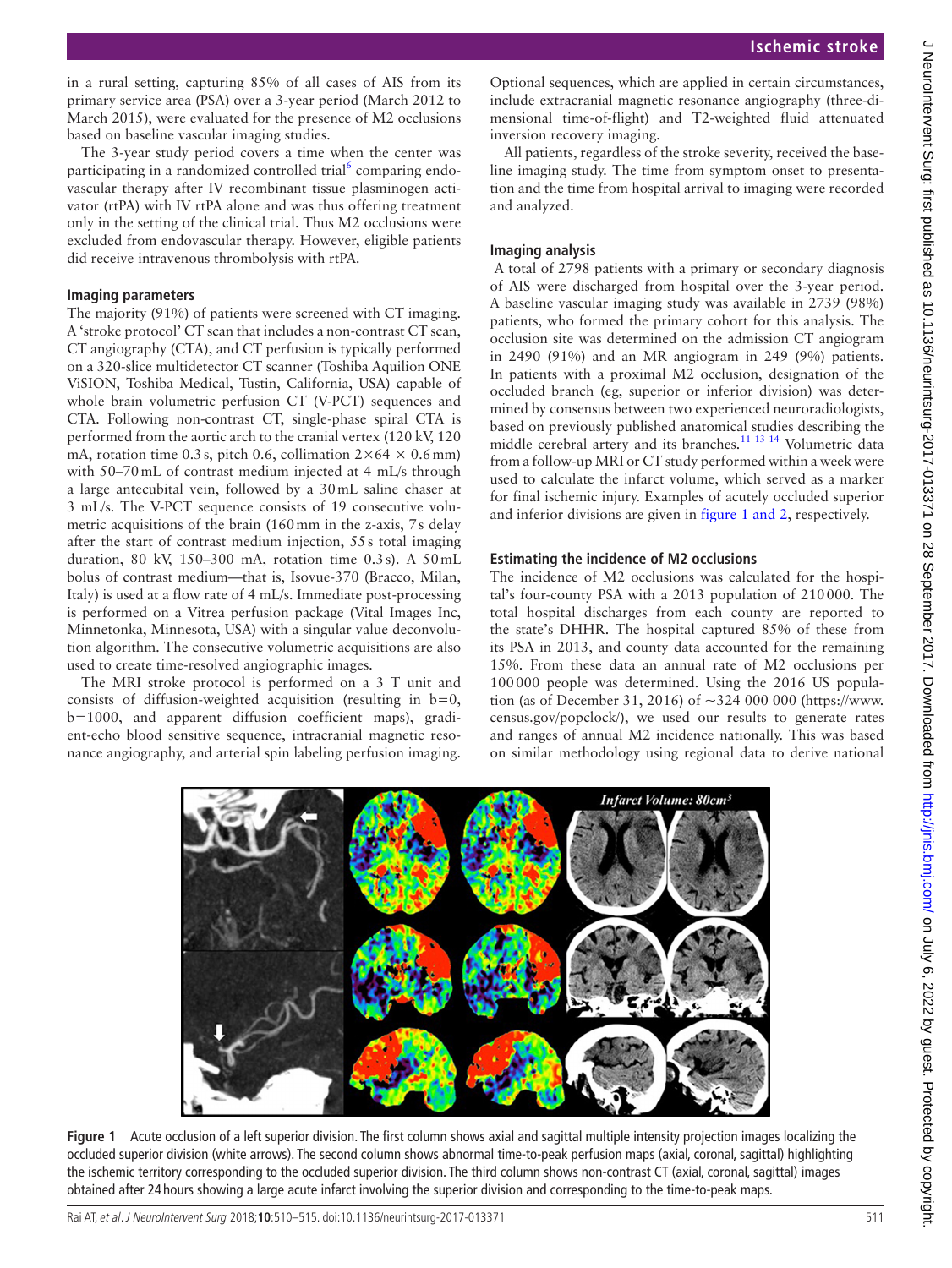in a rural setting, capturing 85% of all cases of AIS from its primary service area (PSA) over a 3-year period (March 2012 to March 2015), were evaluated for the presence of M2 occlusions based on baseline vascular imaging studies.

The 3-year study period covers a time when the center was participating in a randomized controlled trial[6] comparing endovascular therapy after IV recombinant tissue plasminogen activator (rtPA) with IV rtPA alone and was thus offering treatment only in the setting of the clinical trial. Thus M2 occlusions were excluded from endovascular therapy. However, eligible patients did receive intravenous thrombolysis with rtPA.

### Imaging parameters

The majority (91%) of patients were screened with CT imaging. A 'stroke protocol' CT scan that includes a non-contrast CT scan, CT angiography (CTA), and CT perfusion is typically performed on a 320-slice multidetector CT scanner (Toshiba Aquilion ONE ViSION, Toshiba Medical, Tustin, California, USA) capable of whole brain volumetric perfusion CT (V-PCT) sequences and CTA. Following non-contrast CT, single-phase spiral CTA is performed from the aortic arch to the cranial vertex (120 kV, 120 mA, rotation time 0.3 s, pitch 0.6, collimation $2\times64\times0.6$ mm) with 50–70 mL of contrast medium injected at 4 mL/s through a large antecubital vein, followed by a 30 mL saline chaser at 3 mL/s. The V-PCT sequence consists of 19 consecutive volumetric acquisitions of the brain (160 mm in the z-axis, 7 s delay after the start of contrast medium injection, 55 s total imaging duration, 80 kV, 150–300 mA, rotation time 0.3 s). A 50 mL bolus of contrast medium—that is, Isovue-370 (Bracco, Milan, Italy) is used at a flow rate of 4 mL/s. Immediate post-processing is performed on a Vitrea perfusion package (Vital Images Inc, Minnetonka, Minnesota, USA) with a singular value deconvolution algorithm. The consecutive volumetric acquisitions are also used to create time-resolved angiographic images.

The MRI stroke protocol is performed on a 3 T unit and consists of diffusion-weighted acquisition (resulting in b=0, b=1000, and apparent diffusion coefficient maps), gradient-echo blood sensitive sequence, intracranial magnetic resonance angiography, and arterial spin labeling perfusion imaging. Optional sequences, which are applied in certain circumstances, include extracranial magnetic resonance angiography (three-dimensional time-of-flight) and T2-weighted fluid attenuated inversion recovery imaging.

All patients, regardless of the stroke severity, received the baseline imaging study. The time from symptom onset to presentation and the time from hospital arrival to imaging were recorded and analyzed.

### Imaging analysis

A total of 2798 patients with a primary or secondary diagnosis of AIS were discharged from hospital over the 3-year period. A baseline vascular imaging study was available in 2739 (98%) patients, who formed the primary cohort for this analysis. The occlusion site was determined on the admission CT angiogram in 2490 (91%) and an MR angiogram in 249 (9%) patients. In patients with a proximal M2 occlusion, designation of the occluded branch (eg, superior or inferior division) was determined by consensus between two experienced neuroradiologists, based on previously published anatomical studies describing the middle cerebral artery and its branches.[11 13 14] Volumetric data from a follow-up MRI or CT study performed within a week were used to calculate the infarct volume, which served as a marker for final ischemic injury. Examples of acutely occluded superior and inferior divisions are given in figure 1 and 2, respectively.

### Estimating the incidence of M2 occlusions

The incidence of M2 occlusions was calculated for the hospital's four-county PSA with a 2013 population of 210 000. The total hospital discharges from each county are reported to the state's DHHR. The hospital captured 85% of these from its PSA in 2013, and county data accounted for the remaining 15%. From these data an annual rate of M2 occlusions per 100 000 people was determined. Using the 2016 US population (as of December 31, 2016) of ~324 000 000 (https://www.census.gov/popclock/), we used our results to generate rates and ranges of annual M2 incidence nationally. This was based on similar methodology using regional data to derive national

**Figure 1** Acute occlusion of a left superior division. The first column shows axial and sagittal multiple intensity projection images localizing the occluded superior division (white arrows). The second column shows abnormal time-to-peak perfusion maps (axial, coronal, sagittal) highlighting the ischemic territory corresponding to the occluded superior division. The third column shows non-contrast CT (axial, coronal, sagittal) images obtained after 24 hours showing a large acute infarct involving the superior division and corresponding to the time-to-peak maps.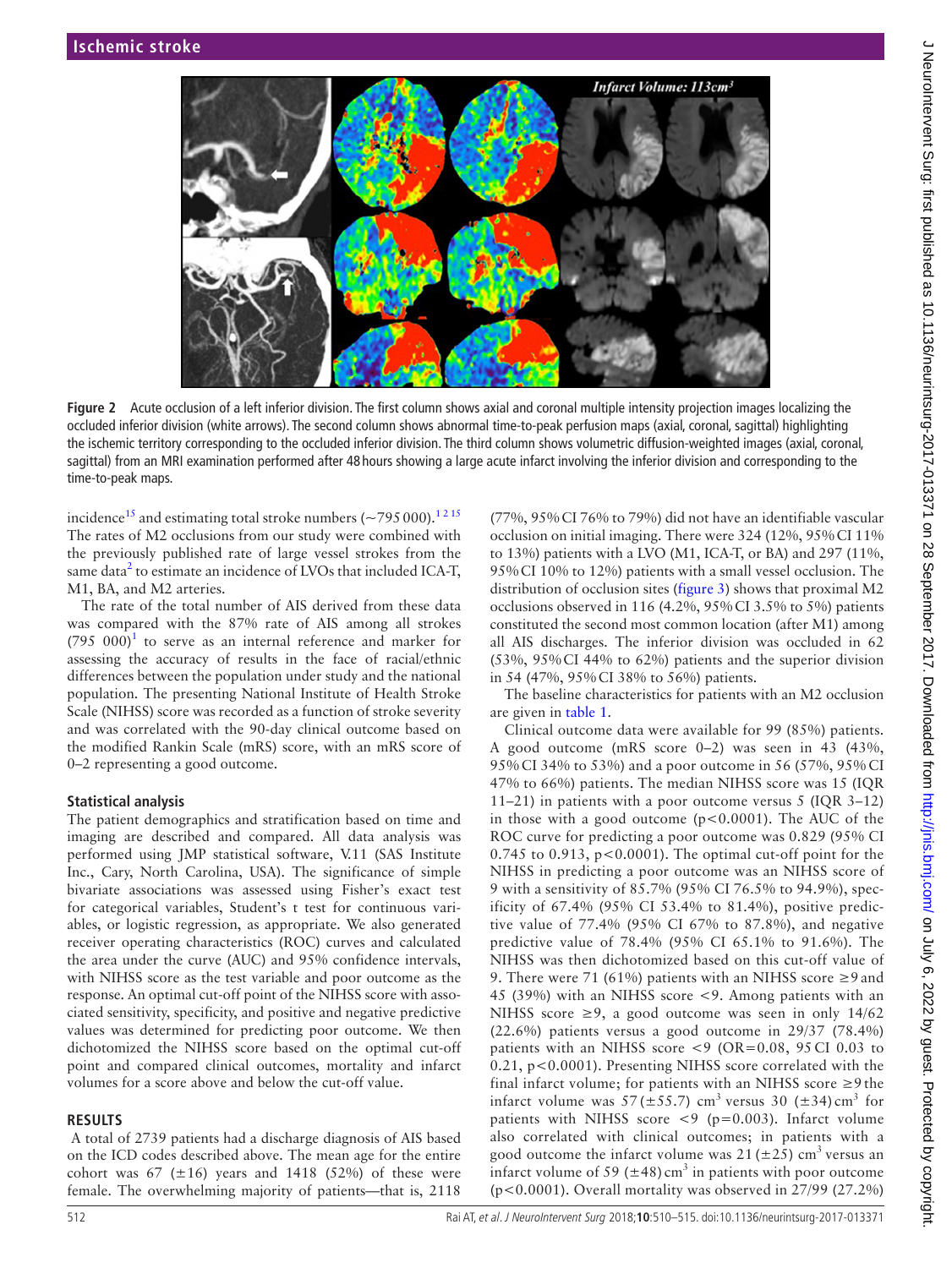Figure 2 Acute occlusion of a left inferior division. The first column shows axial and coronal multiple intensity projection images localizing the occluded inferior division (white arrows). The second column shows abnormal time-to-peak perfusion maps (axial, coronal, sagittal) highlighting the ischemic territory corresponding to the occluded inferior division. The third column shows volumetric diffusion-weighted images (axial, coronal, sagittal) from an MRI examination performed after 48 hours showing a large acute infarct involving the inferior division and corresponding to the time-to-peak maps.

incidence[15] and estimating total stroke numbers (~795 000).[1 2 15] The rates of M2 occlusions from our study were combined with the previously published rate of large vessel strokes from the same data[2] to estimate an incidence of LVOs that included ICA-T, M1, BA, and M2 arteries.

The rate of the total number of AIS derived from these data was compared with the 87% rate of AIS among all strokes (795 000)[1] to serve as an internal reference and marker for assessing the accuracy of results in the face of racial/ethnic differences between the population under study and the national population. The presenting National Institute of Health Stroke Scale (NIHSS) score was recorded as a function of stroke severity and was correlated with the 90-day clinical outcome based on the modified Rankin Scale (mRS) score, with an mRS score of 0–2 representing a good outcome.

### Statistical analysis

The patient demographics and stratification based on time and imaging are described and compared. All data analysis was performed using JMP statistical software, V.11 (SAS Institute Inc., Cary, North Carolina, USA). The significance of simple bivariate associations was assessed using Fisher's exact test for categorical variables, Student's t test for continuous variables, or logistic regression, as appropriate. We also generated receiver operating characteristics (ROC) curves and calculated the area under the curve (AUC) and 95% confidence intervals, with NIHSS score as the test variable and poor outcome as the response. An optimal cut-off point of the NIHSS score with associated sensitivity, specificity, and positive and negative predictive values was determined for predicting poor outcome. We then dichotomized the NIHSS score based on the optimal cut-off point and compared clinical outcomes, mortality and infarct volumes for a score above and below the cut-off value.

## RESULTS

A total of 2739 patients had a discharge diagnosis of AIS based on the ICD codes described above. The mean age for the entire cohort was 67 (±16) years and 1418 (52%) of these were female. The overwhelming majority of patients—that is, 2118 (77%, 95% CI 76% to 79%) did not have an identifiable vascular occlusion on initial imaging. There were 324 (12%, 95% CI 11% to 13%) patients with a LVO (M1, ICA-T, or BA) and 297 (11%, 95% CI 10% to 12%) patients with a small vessel occlusion. The distribution of occlusion sites (figure 3) shows that proximal M2 occlusions observed in 116 (4.2%, 95% CI 3.5% to 5%) patients constituted the second most common location (after M1) among all AIS discharges. The inferior division was occluded in 62 (53%, 95% CI 44% to 62%) patients and the superior division in 54 (47%, 95% CI 38% to 56%) patients.

The baseline characteristics for patients with an M2 occlusion are given in table 1.

Clinical outcome data were available for 99 (85%) patients. A good outcome (mRS score 0–2) was seen in 43 (43%, 95% CI 34% to 53%) and a poor outcome in 56 (57%, 95% CI 47% to 66%) patients. The median NIHSS score was 15 (IQR 11–21) in patients with a poor outcome versus 5 (IQR 3–12) in those with a good outcome ($p<0.0001$). The AUC of the ROC curve for predicting a poor outcome was 0.829 (95% CI 0.745 to 0.913, $p<0.0001$). The optimal cut-off point for the NIHSS in predicting a poor outcome was an NIHSS score of 9 with a sensitivity of 85.7% (95% CI 76.5% to 94.9%), specificity of 67.4% (95% CI 53.4% to 81.4%), positive predictive value of 77.4% (95% CI 67% to 87.8%), and negative predictive value of 78.4% (95% CI 65.1% to 91.6%). The NIHSS was then dichotomized based on this cut-off value of 9. There were 71 (61%) patients with an NIHSS score ≥9 and 45 (39%) with an NIHSS score <9. Among patients with an NIHSS score ≥9, a good outcome was seen in only 14/62 (22.6%) patients versus a good outcome in 29/37 (78.4%) patients with an NIHSS score <9 (OR=0.08, 95 CI 0.03 to 0.21, $p<0.0001$). Presenting NIHSS score correlated with the final infarct volume; for patients with an NIHSS score ≥9 the infarct volume was 57 (±55.7) $cm^3$ versus 30 (±34) $cm^3$ for patients with NIHSS score <9 ($p=0.003$). Infarct volume also correlated with clinical outcomes; in patients with a good outcome the infarct volume was 21 (±25) $cm^3$ versus an infarct volume of 59 (±48) $cm^3$ in patients with poor outcome ($p<0.0001$). Overall mortality was observed in 27/99 (27.2%)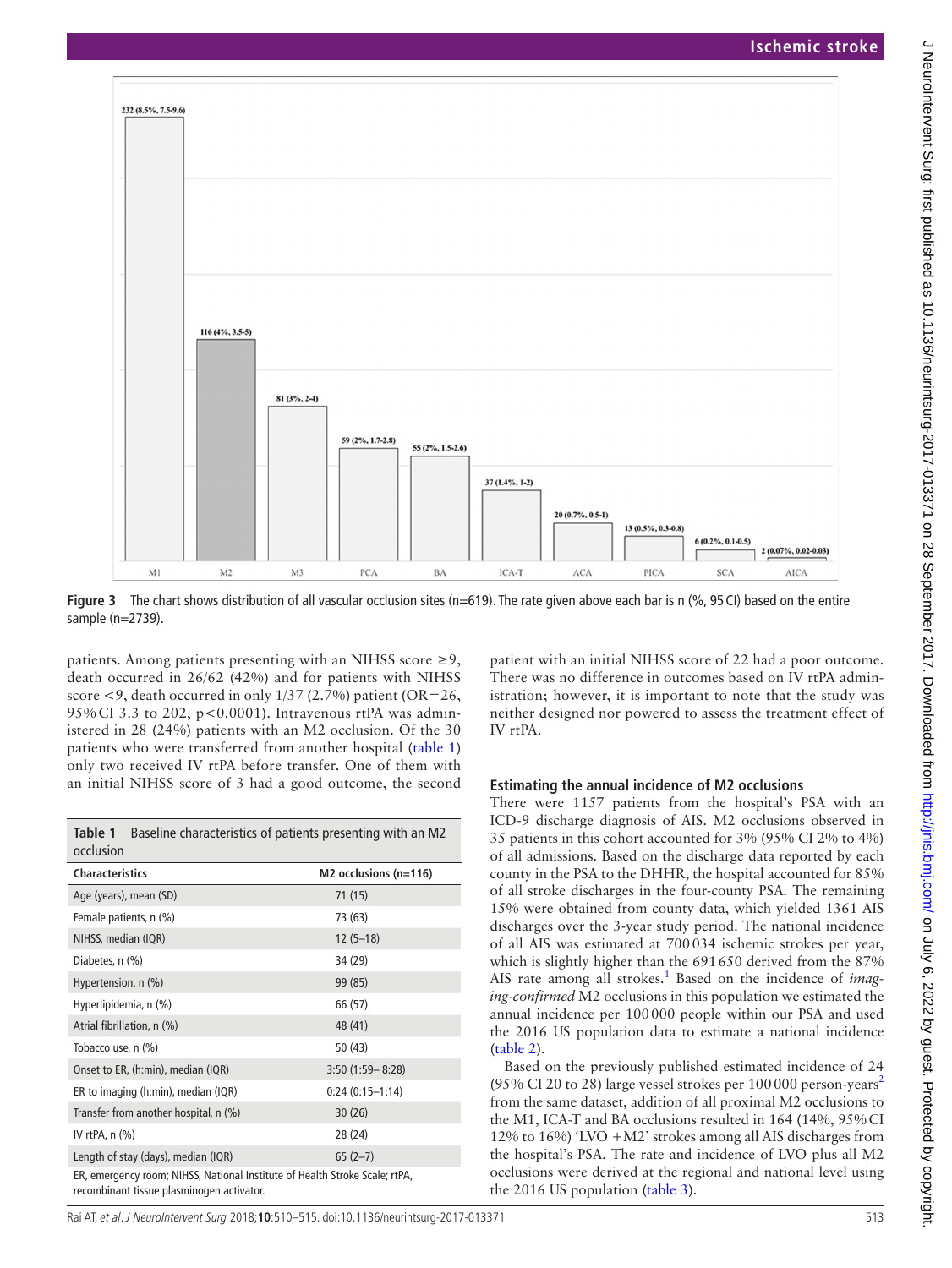Figure 3 The chart shows distribution of all vascular occlusion sites (n=619). The rate given above each bar is n (%, 95 CI) based on the entire sample (n=2739).

patients. Among patients presenting with an NIHSS score ≥9, death occurred in 26/62 (42%) and for patients with NIHSS score <9, death occurred in only 1/37 (2.7%) patient (OR=26, 95% CI 3.3 to 202, $p<0.0001$). Intravenous rtPA was administered in 28 (24%) patients with an M2 occlusion. Of the 30 patients who were transferred from another hospital (table 1) only two received IV rtPA before transfer. One of them with an initial NIHSS score of 3 had a good outcome, the second patient with an initial NIHSS score of 22 had a poor outcome. There was no difference in outcomes based on IV rtPA administration; however, it is important to note that the study was neither designed nor powered to assess the treatment effect of IV rtPA.

**Table 1** Baseline characteristics of patients presenting with an M2 occlusion

| Characteristics | M2 occlusions (n=116) |
|---|---|
| Age (years), mean (SD) | 71 (15) |
| Female patients, n (%) | 73 (63) |
| NIHSS, median (IQR) | 12 (5–18) |
| Diabetes, n (%) | 34 (29) |
| Hypertension, n (%) | 99 (85) |
| Hyperlipidemia, n (%) | 66 (57) |
| Atrial fibrillation, n (%) | 48 (41) |
| Tobacco use, n (%) | 50 (43) |
| Onset to ER, (h:min), median (IQR) | 3:50 (1:59– 8:28) |
| ER to imaging (h:min), median (IQR) | 0:24 (0:15–1:14) |
| Transfer from another hospital, n (%) | 30 (26) |
| IV rtPA, n (%) | 28 (24) |
| Length of stay (days), median (IQR) | 65 (2–7) |

ER, emergency room; NIHSS, National Institute of Health Stroke Scale; rtPA, recombinant tissue plasminogen activator.

### Estimating the annual incidence of M2 occlusions

There were 1157 patients from the hospital's PSA with an ICD-9 discharge diagnosis of AIS. M2 occlusions observed in 35 patients in this cohort accounted for 3% (95% CI 2% to 4%) of all admissions. Based on the discharge data reported by each county in the PSA to the DHHR, the hospital accounted for 85% of all stroke discharges in the four-county PSA. The remaining 15% were obtained from county data, which yielded 1361 AIS discharges over the 3-year study period. The national incidence of all AIS was estimated at 700 034 ischemic strokes per year, which is slightly higher than the 691 650 derived from the 87% AIS rate among all strokes.[1] Based on the incidence of *imaging-confirmed* M2 occlusions in this population we estimated the annual incidence per 100 000 people within our PSA and used the 2016 US population data to estimate a national incidence (table 2).

Based on the previously published estimated incidence of 24 (95% CI 20 to 28) large vessel strokes per 100 000 person-years[2] from the same dataset, addition of all proximal M2 occlusions to the M1, ICA-T and BA occlusions resulted in 164 (14%, 95% CI 12% to 16%) 'LVO +M2' strokes among all AIS discharges from the hospital's PSA. The rate and incidence of LVO plus all M2 occlusions were derived at the regional and national level using the 2016 US population (table 3).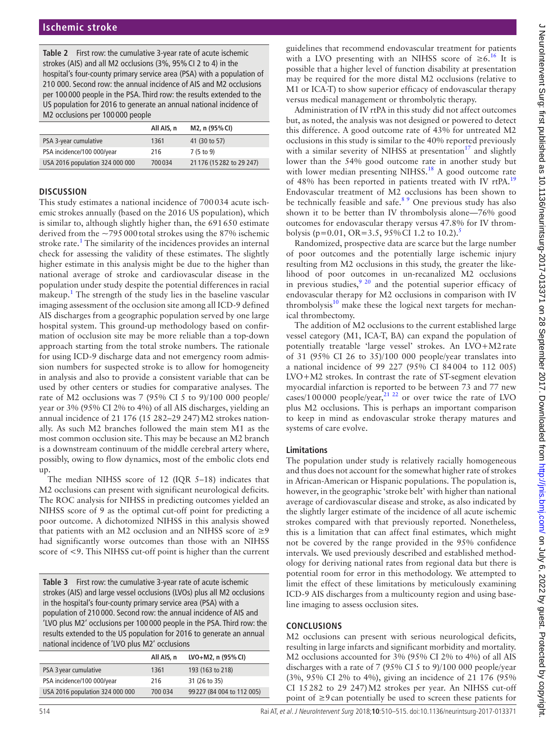**Table 2** First row: the cumulative 3-year rate of acute ischemic strokes (AIS) and all M2 occlusions (3%, 95% CI 2 to 4) in the hospital's four-county primary service area (PSA) with a population of 210 000. Second row: the annual incidence of AIS and M2 occlusions per 100 000 people in the PSA. Third row: the results extended to the US population for 2016 to generate an annual national incidence of M2 occlusions per 100 000 people

| | All AIS, n | M2, n (95% CI) |
|---|---|---|
| PSA 3-year cumulative | 1361 | 41 (30 to 57) |
| PSA incidence/100 000/year | 216 | 7 (5 to 9) |
| USA 2016 population 324 000 000 | 700 034 | 21 176 (15 282 to 29 247) |

## DISCUSSION

This study estimates a national incidence of 700 034 acute ischemic strokes annually (based on the 2016 US population), which is similar to, although slightly higher than, the 691 650 estimate derived from the ~795 000 total strokes using the 87% ischemic stroke rate.[1] The similarity of the incidences provides an internal check for assessing the validity of these estimates. The slightly higher estimate in this analysis might be due to the higher than national average of stroke and cardiovascular disease in the population under study despite the potential differences in racial makeup.[1] The strength of the study lies in the baseline vascular imaging assessment of the occlusion site among all ICD-9 defined AIS discharges from a geographic population served by one large hospital system. This ground-up methodology based on confirmation of occlusion site may be more reliable than a top-down approach starting from the total stroke numbers. The rationale for using ICD-9 discharge data and not emergency room admission numbers for suspected stroke is to allow for homogeneity in analysis and also to provide a consistent variable that can be used by other centers or studies for comparative analyses. The rate of M2 occlusions was 7 (95% CI 5 to 9)/100 000 people/year or 3% (95% CI 2% to 4%) of all AIS discharges, yielding an annual incidence of 21 176 (15 282–29 247) M2 strokes nationally. As such M2 branches followed the main stem M1 as the most common occlusion site. This may be because an M2 branch is a downstream continuum of the middle cerebral artery where, possibly, owing to flow dynamics, most of the embolic clots end up.

The median NIHSS score of 12 (IQR 5–18) indicates that M2 occlusions can present with significant neurological deficits. The ROC analysis for NIHSS in predicting outcomes yielded an NIHSS score of 9 as the optimal cut-off point for predicting a poor outcome. A dichotomized NIHSS in this analysis showed that patients with an M2 occlusion and an NIHSS score of ≥9 had significantly worse outcomes than those with an NIHSS score of <9. This NIHSS cut-off point is higher than the current guidelines that recommend endovascular treatment for patients with a LVO presenting with an NIHSS score of ≥6.[16] It is possible that a higher level of function disability at presentation may be required for the more distal M2 occlusions (relative to M1 or ICA-T) to show superior efficacy of endovascular therapy versus medical management or thrombolytic therapy.

Administration of IV rtPA in this study did not affect outcomes but, as noted, the analysis was not designed or powered to detect this difference. A good outcome rate of 43% for untreated M2 occlusions in this study is similar to the 40% reported previously with a similar severity of NIHSS at presentation[17] and slightly lower than the 54% good outcome rate in another study but with lower median presenting NIHSS.[18] A good outcome rate of 48% has been reported in patients treated with IV rtPA.[19] Endovascular treatment of M2 occlusions has been shown to be technically feasible and safe.[8 9] One previous study has also shown it to be better than IV thrombolysis alone—76% good outcomes for endovascular therapy versus 47.8% for IV thrombolysis (p=0.01, OR=3.5, 95% CI 1.2 to 10.2).[5]

Randomized, prospective data are scarce but the large number of poor outcomes and the potentially large ischemic injury resulting from M2 occlusions in this study, the greater the likelihood of poor outcomes in un-recanalized M2 occlusions in previous studies,[9 20] and the potential superior efficacy of endovascular therapy for M2 occlusions in comparison with IV thrombolysis[10] make these the logical next targets for mechanical thrombectomy.

The addition of M2 occlusions to the current established large vessel category (M1, ICA-T, BA) can expand the population of potentially treatable 'large vessel' strokes. An LVO+M2 rate of 31 (95% CI 26 to 35)/100 000 people/year translates into a national incidence of 99 227 (95% CI 84 004 to 112 005) LVO+M2 strokes. In contrast the rate of ST-segment elevation myocardial infarction is reported to be between 73 and 77 new cases/100 000 people/year,[21 22] or over twice the rate of LVO plus M2 occlusions. This is perhaps an important comparison to keep in mind as endovascular stroke therapy matures and systems of care evolve.

### Limitations

The population under study is relatively racially homogeneous and thus does not account for the somewhat higher rate of strokes in African-American or Hispanic populations. The population is, however, in the geographic 'stroke belt' with higher than national average of cardiovascular disease and stroke, as also indicated by the slightly larger estimate of the incidence of all acute ischemic strokes compared with that previously reported. Nonetheless, this is a limitation that can affect final estimates, which might not be covered by the range provided in the 95% confidence intervals. We used previously described and established methodology for deriving national rates from regional data but there is potential room for error in this methodology. We attempted to limit the effect of these limitations by meticulously examining ICD-9 AIS discharges from a multicounty region and using baseline imaging to assess occlusion sites.

**Table 3** First row: the cumulative 3-year rate of acute ischemic strokes (AIS) and large vessel occlusions (LVOs) plus all M2 occlusions in the hospital's four-county primary service area (PSA) with a population of 210 000. Second row: the annual incidence of AIS and 'LVO plus M2' occlusions per 100 000 people in the PSA. Third row: the results extended to the US population for 2016 to generate an annual national incidence of 'LVO plus M2' occlusions

| | All AIS, n | LVO+M2, n (95% CI) |
|---|---|---|
| PSA 3 year cumulative | 1361 | 193 (163 to 218) |
| PSA incidence/100 000/year | 216 | 31 (26 to 35) |
| USA 2016 population 324 000 000 | 700 034 | 99 227 (84 004 to 112 005) |

## CONCLUSIONS

M2 occlusions can present with serious neurological deficits, resulting in large infarcts and significant morbidity and mortality. M2 occlusions accounted for 3% (95% CI 2% to 4%) of all AIS discharges with a rate of 7 (95% CI 5 to 9)/100 000 people/year (3%, 95% CI 2% to 4%), giving an incidence of 21 176 (95% CI 15 282 to 29 247) M2 strokes per year. An NIHSS cut-off point of ≥9 can potentially be used to screen these patients for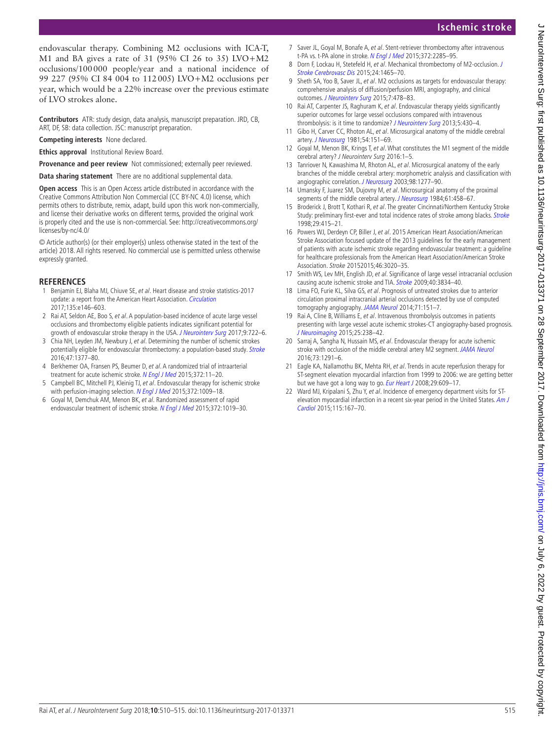endovascular therapy. Combining M2 occlusions with ICA-T, M1 and BA gives a rate of 31 (95% CI 26 to 35) LVO+M2 occlusions/100 000 people/year and a national incidence of 99 227 (95% CI 84 004 to 112 005) LVO+M2 occlusions per year, which would be a 22% increase over the previous estimate of LVO strokes alone.

**Contributors** ATR: study design, data analysis, manuscript preparation. JRD, CB, ART, DF, SB: data collection. JSC: manuscript preparation.

**Competing interests** None declared.

**Ethics approval** Institutional Review Board.

**Provenance and peer review** Not commissioned; externally peer reviewed.

**Data sharing statement** There are no additional supplemental data.

**Open access** This is an Open Access article distributed in accordance with the Creative Commons Attribution Non Commercial (CC BY-NC 4.0) license, which permits others to distribute, remix, adapt, build upon this work non-commercially, and license their derivative works on different terms, provided the original work is properly cited and the use is non-commercial. See: http://creativecommons.org/licenses/by-nc/4.0/

© Article author(s) (or their employer(s) unless otherwise stated in the text of the article) 2018. All rights reserved. No commercial use is permitted unless otherwise expressly granted.

## REFERENCES

1. Benjamin EJ, Blaha MJ, Chiuve SE, *et al*. Heart disease and stroke statistics-2017 update: a report from the American Heart Association. *Circulation* 2017;135:e146–603.
2. Rai AT, Seldon AE, Boo S, *et al*. A population-based incidence of acute large vessel occlusions and thrombectomy eligible patients indicates significant potential for growth of endovascular stroke therapy in the USA. *J Neurointerv Surg* 2017;9:722–6.
3. Chia NH, Leyden JM, Newbury J, *et al*. Determining the number of ischemic strokes potentially eligible for endovascular thrombectomy: a population-based study. *Stroke* 2016;47:1377–80.
4. Berkhemer OA, Fransen PS, Beumer D, *et al*. A randomized trial of intraarterial treatment for acute ischemic stroke. *N Engl J Med* 2015;372:11–20.
5. Campbell BC, Mitchell PJ, Kleinig TJ, *et al*. Endovascular therapy for ischemic stroke with perfusion-imaging selection. *N Engl J Med* 2015;372:1009–18.
6. Goyal M, Demchuk AM, Menon BK, *et al*. Randomized assessment of rapid endovascular treatment of ischemic stroke. *N Engl J Med* 2015;372:1019–30.
7. Saver JL, Goyal M, Bonafe A, *et al*. Stent-retriever thrombectomy after intravenous t-PA vs. t-PA alone in stroke. *N Engl J Med* 2015;372:2285–95.
8. Dorn F, Lockau H, Stetefeld H, *et al*. Mechanical thrombectomy of M2-occlusion. *J Stroke Cerebrovasc Dis* 2015;24:1465–70.
9. Sheth SA, Yoo B, Saver JL, *et al*. M2 occlusions as targets for endovascular therapy: comprehensive analysis of diffusion/perfusion MRI, angiography, and clinical outcomes. *J Neurointerv Surg* 2015;7:478–83.
10. Rai AT, Carpenter JS, Raghuram K, *et al*. Endovascular therapy yields significantly superior outcomes for large vessel occlusions compared with intravenous thrombolysis: is it time to randomize? *J Neurointerv Surg* 2013;5:430–4.
11. Gibo H, Carver CC, Rhoton AL, *et al*. Microsurgical anatomy of the middle cerebral artery. *J Neurosurg* 1981;54:151–69.
12. Goyal M, Menon BK, Krings T, *et al*. What constitutes the M1 segment of the middle cerebral artery? *J Neurointerv Surg* 2016:1–5.
13. Tanriover N, Kawashima M, Rhoton AL, *et al*. Microsurgical anatomy of the early branches of the middle cerebral artery: morphometric analysis and classification with angiographic correlation. *J Neurosurg* 2003;98:1277–90.
14. Umansky F, Juarez SM, Dujovny M, *et al*. Microsurgical anatomy of the proximal segments of the middle cerebral artery. *J Neurosurg* 1984;61:458–67.
15. Broderick J, Brott T, Kothari R, *et al*. The greater Cincinnati/Northern Kentucky Stroke Study: preliminary first-ever and total incidence rates of stroke among blacks. *Stroke* 1998;29:415–21.
16. Powers WJ, Derdeyn CP, Biller J, *et al*. 2015 American Heart Association/American Stroke Association focused update of the 2013 guidelines for the early management of patients with acute ischemic stroke regarding endovascular treatment: a guideline for healthcare professionals from the American Heart Association/American Stroke Association. *Stroke* 20152015;46:3020–35.
17. Smith WS, Lev MH, English JD, *et al*. Significance of large vessel intracranial occlusion causing acute ischemic stroke and TIA. *Stroke* 2009;40:3834–40.
18. Lima FO, Furie KL, Silva GS, *et al*. Prognosis of untreated strokes due to anterior circulation proximal intracranial arterial occlusions detected by use of computed tomography angiography. *JAMA Neurol* 2014;71:151–7.
19. Rai A, Cline B, Williams E, *et al*. Intravenous thrombolysis outcomes in patients presenting with large vessel acute ischemic strokes-CT angiography-based prognosis. *J Neuroimaging* 2015;25:238–42.
20. Sarraj A, Sangha N, Hussain MS, *et al*. Endovascular therapy for acute ischemic stroke with occlusion of the middle cerebral artery M2 segment. *JAMA Neurol* 2016;73:1291–6.
21. Eagle KA, Nallamothu BK, Mehta RH, *et al*. Trends in acute reperfusion therapy for ST-segment elevation myocardial infarction from 1999 to 2006: we are getting better but we have got a long way to go. *Eur Heart J* 2008;29:609–17.
22. Ward MJ, Kripalani S, Zhu Y, *et al*. Incidence of emergency department visits for ST-elevation myocardial infarction in a recent six-year period in the United States. *Am J Cardiol* 2015;115:167–70.